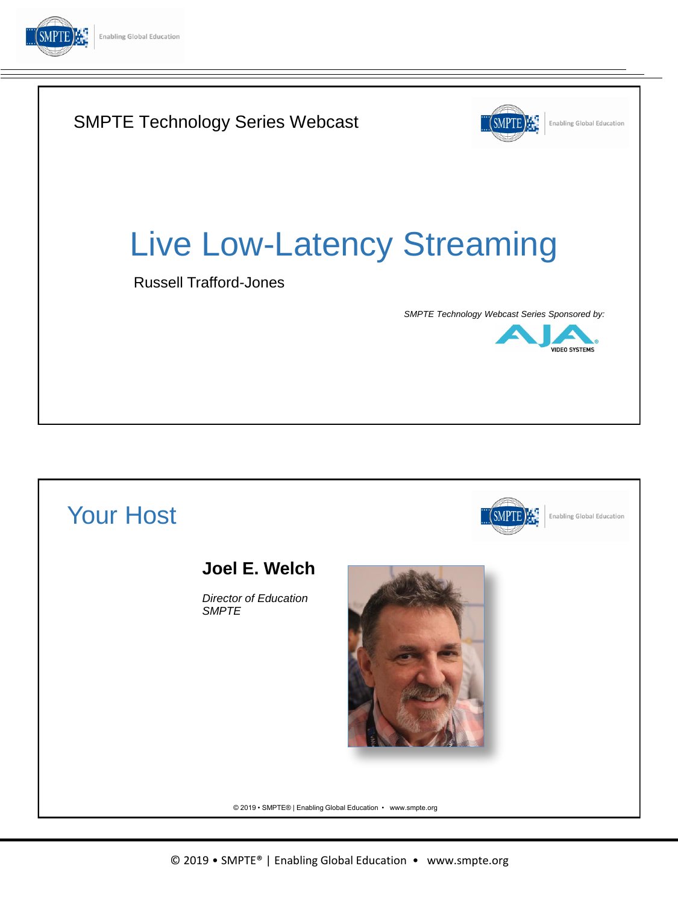SMPTE Technology Series Webcast

# Live Low-Latency Streaming

Russell Trafford-Jones

*SMPTE Technology Webcast Series Sponsored by:*

AJA VIDEO SYSTEMS

---

## Your Host

**Joel E. Welch**

*Director of Education*
*SMPTE*

© 2019 • SMPTE® | Enabling Global Education • www.smpte.org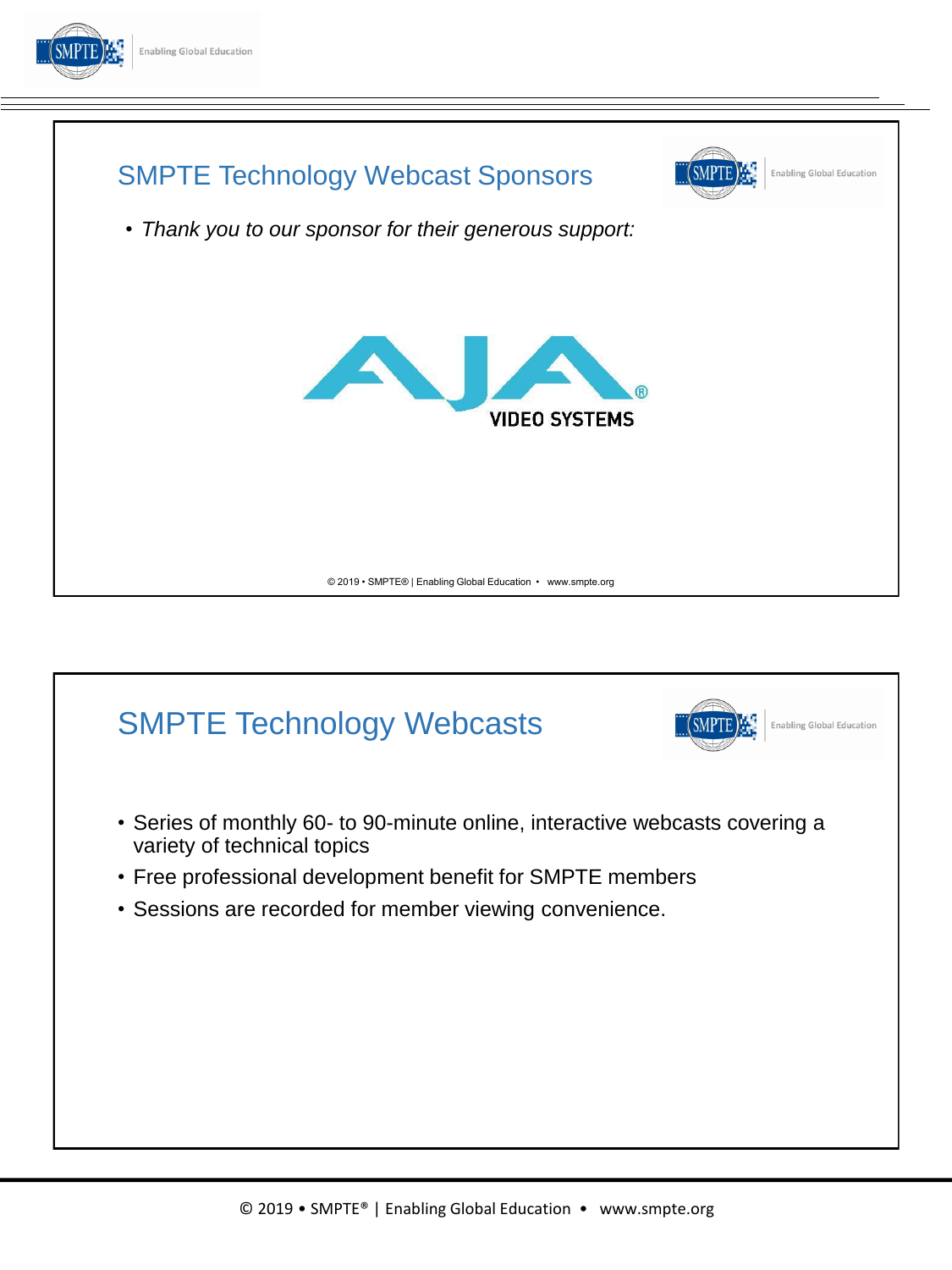## SMPTE Technology Webcast Sponsors

- *Thank you to our sponsor for their generous support:*

AJA VIDEO SYSTEMS

© 2019 • SMPTE® | Enabling Global Education • www.smpte.org

## SMPTE Technology Webcasts

- Series of monthly 60- to 90-minute online, interactive webcasts covering a variety of technical topics
- Free professional development benefit for SMPTE members
- Sessions are recorded for member viewing convenience.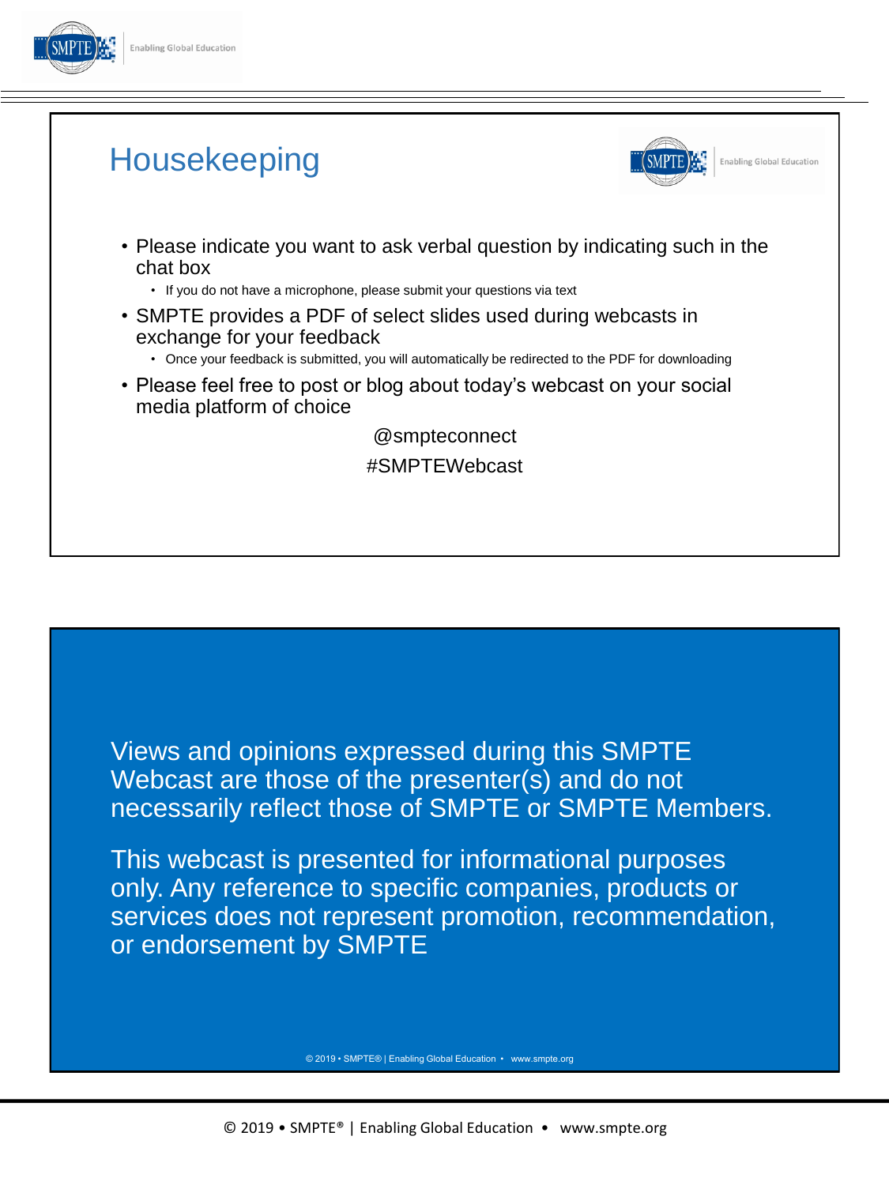# Housekeeping

- Please indicate you want to ask verbal question by indicating such in the chat box
  - If you do not have a microphone, please submit your questions via text
- SMPTE provides a PDF of select slides used during webcasts in exchange for your feedback
  - Once your feedback is submitted, you will automatically be redirected to the PDF for downloading
- Please feel free to post or blog about today's webcast on your social media platform of choice

@smpteconnect

#SMPTEWebcast

Views and opinions expressed during this SMPTE Webcast are those of the presenter(s) and do not necessarily reflect those of SMPTE or SMPTE Members.

This webcast is presented for informational purposes only. Any reference to specific companies, products or services does not represent promotion, recommendation, or endorsement by SMPTE

© 2019 • SMPTE® | Enabling Global Education • www.smpte.org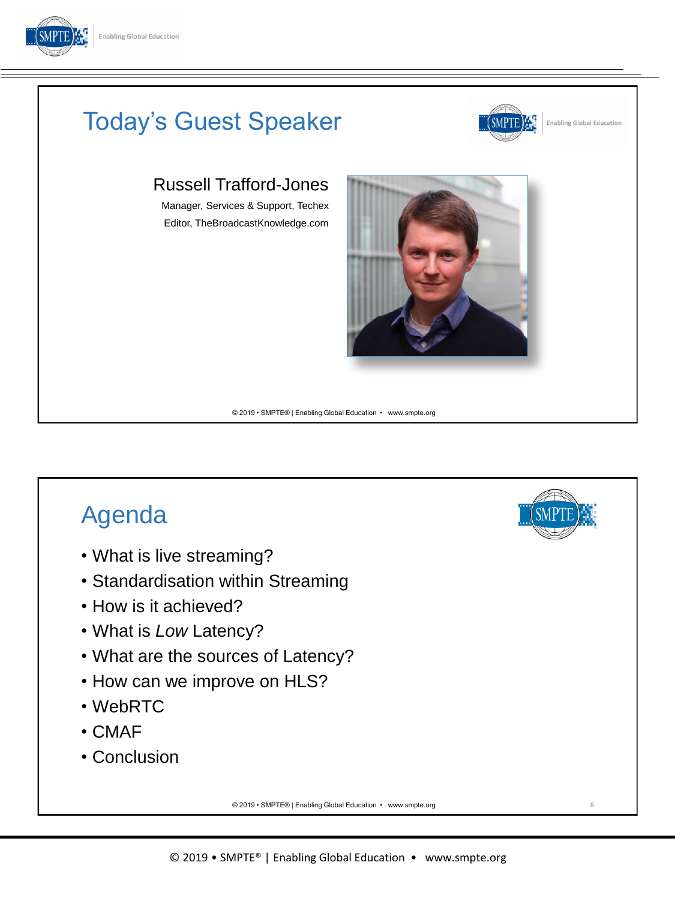## Today's Guest Speaker

Russell Trafford-Jones

Manager, Services & Support, Techex

Editor, TheBroadcastKnowledge.com

## Agenda

- What is live streaming?
- Standardisation within Streaming
- How is it achieved?
- What is *Low* Latency?
- What are the sources of Latency?
- How can we improve on HLS?
- WebRTC
- CMAF
- Conclusion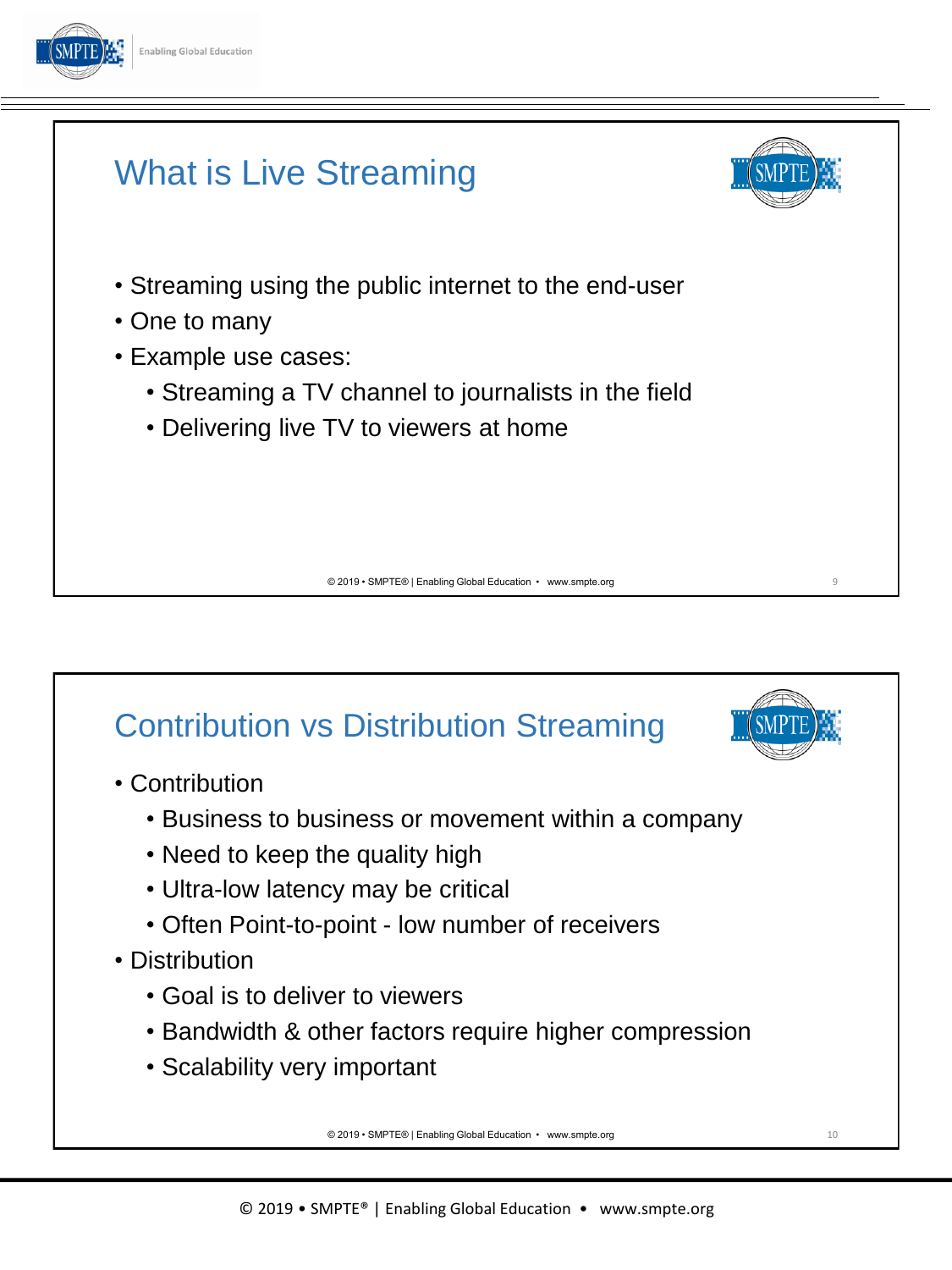## What is Live Streaming

- Streaming using the public internet to the end-user
- One to many
- Example use cases:
  - Streaming a TV channel to journalists in the field
  - Delivering live TV to viewers at home

## Contribution vs Distribution Streaming

- Contribution
  - Business to business or movement within a company
  - Need to keep the quality high
  - Ultra-low latency may be critical
  - Often Point-to-point - low number of receivers
- Distribution
  - Goal is to deliver to viewers
  - Bandwidth & other factors require higher compression
  - Scalability very important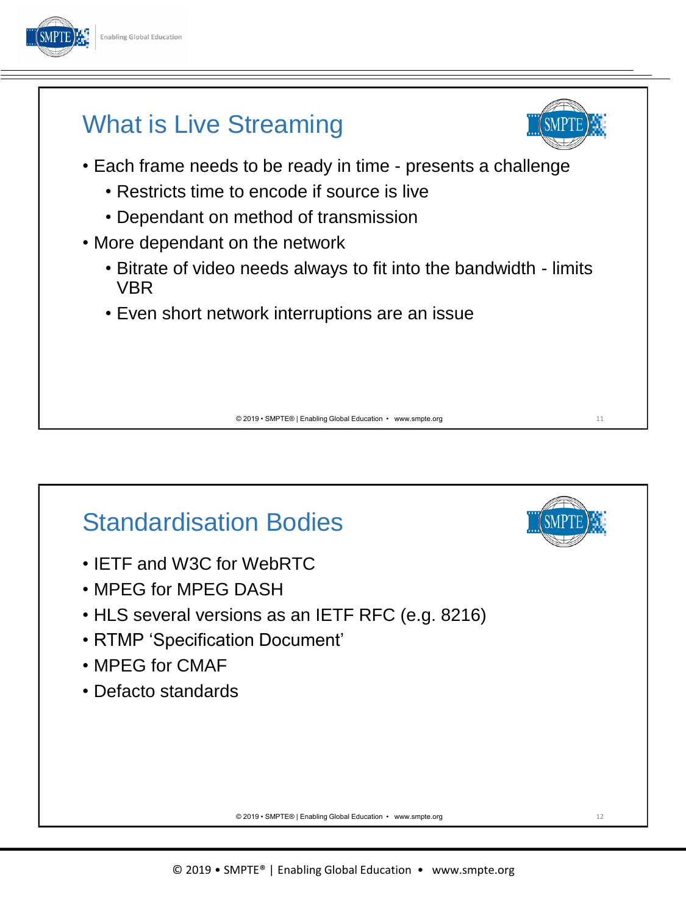## What is Live Streaming

- Each frame needs to be ready in time - presents a challenge
  - Restricts time to encode if source is live
  - Dependant on method of transmission
- More dependant on the network
  - Bitrate of video needs always to fit into the bandwidth - limits VBR
  - Even short network interruptions are an issue

## Standardisation Bodies

- IETF and W3C for WebRTC
- MPEG for MPEG DASH
- HLS several versions as an IETF RFC (e.g. 8216)
- RTMP 'Specification Document'
- MPEG for CMAF
- Defacto standards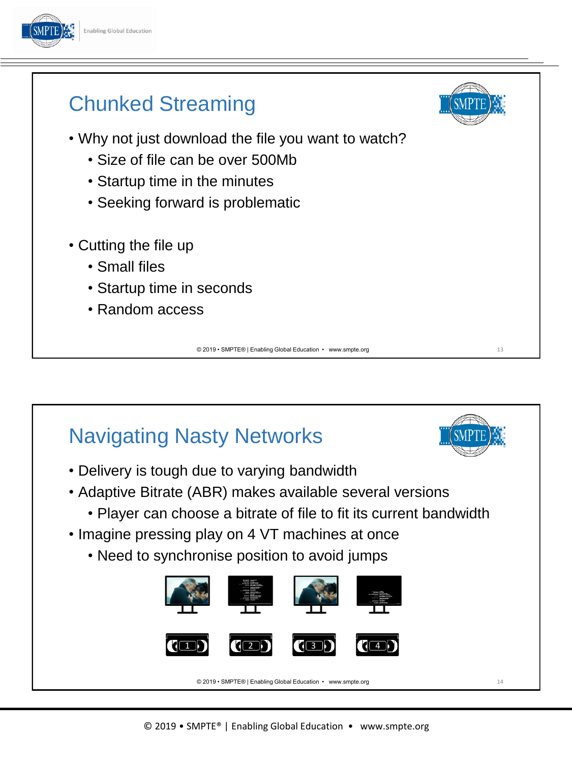## Chunked Streaming

- Why not just download the file you want to watch?
  - Size of file can be over 500Mb
  - Startup time in the minutes
  - Seeking forward is problematic
- Cutting the file up
  - Small files
  - Startup time in seconds
  - Random access

## Navigating Nasty Networks

- Delivery is tough due to varying bandwidth
- Adaptive Bitrate (ABR) makes available several versions
  - Player can choose a bitrate of file to fit its current bandwidth
- Imagine pressing play on 4 VT machines at once
  - Need to synchronise position to avoid jumps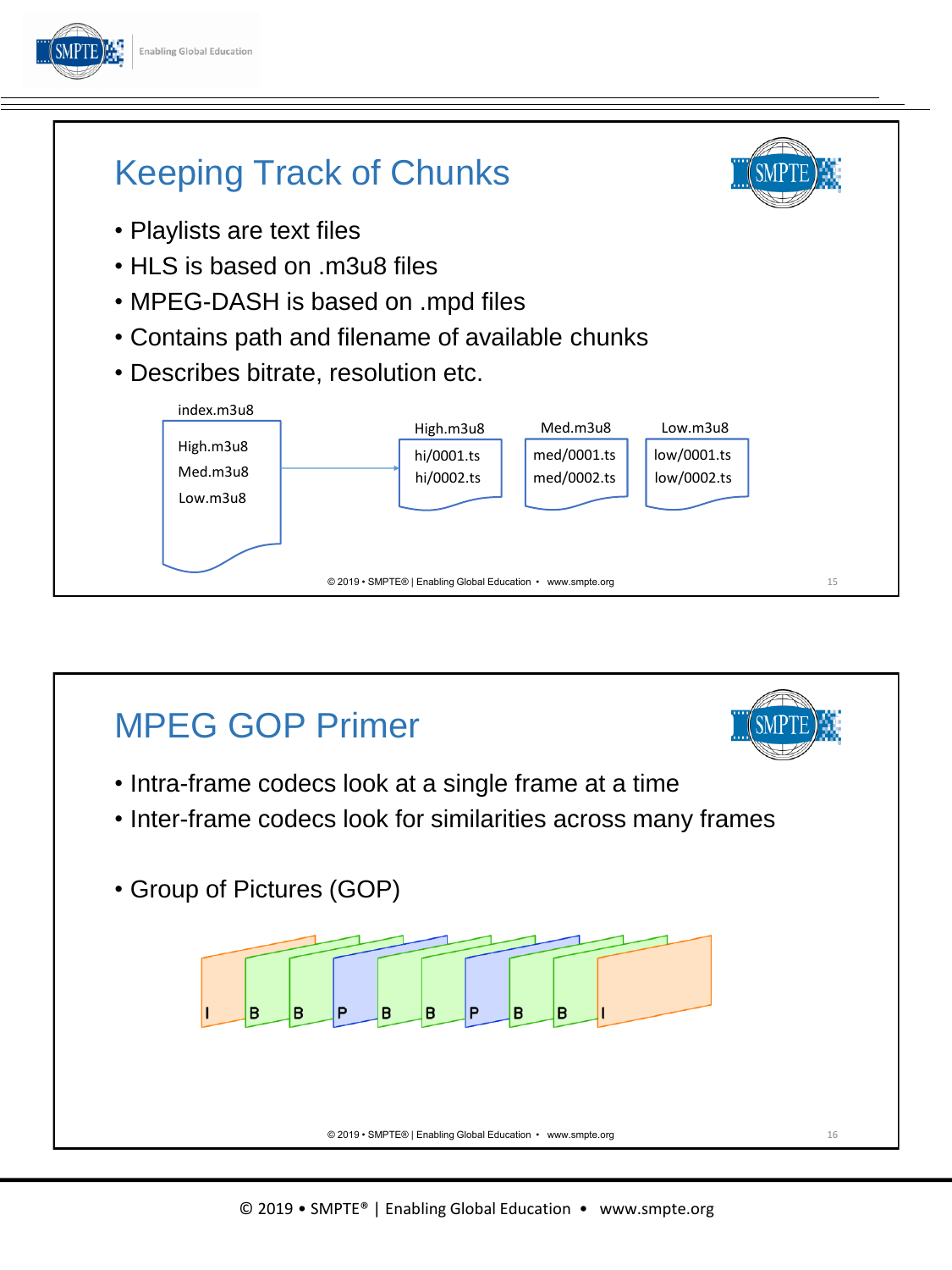## Keeping Track of Chunks

- Playlists are text files
- HLS is based on .m3u8 files
- MPEG-DASH is based on .mpd files
- Contains path and filename of available chunks
- Describes bitrate, resolution etc.

index.m3u8

High.m3u8
Med.m3u8
Low.m3u8

High.m3u8
hi/0001.ts
hi/0002.ts

Med.m3u8
med/0001.ts
med/0002.ts

Low.m3u8
low/0001.ts
low/0002.ts

## MPEG GOP Primer

- Intra-frame codecs look at a single frame at a time
- Inter-frame codecs look for similarities across many frames
- Group of Pictures (GOP)

I B B P B B P B B I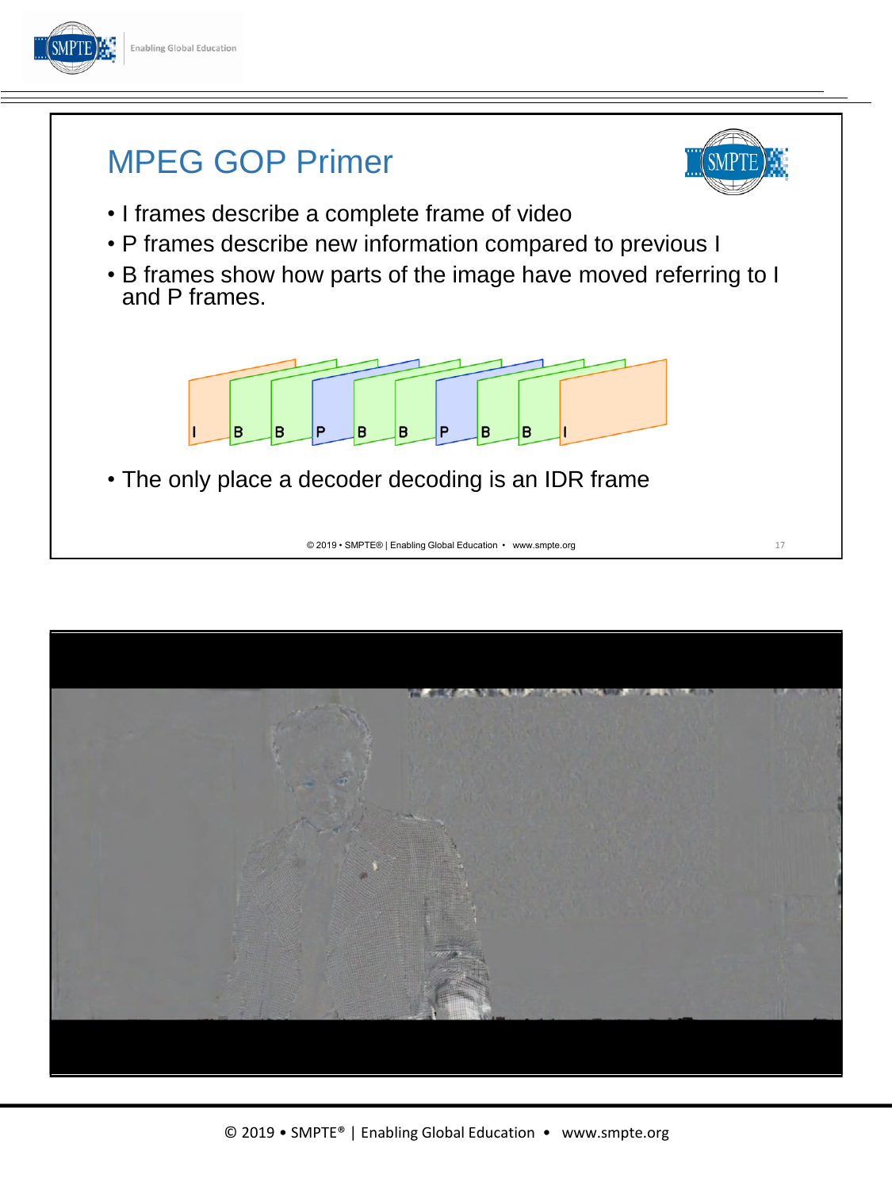# MPEG GOP Primer

- I frames describe a complete frame of video
- P frames describe new information compared to previous I
- B frames show how parts of the image have moved referring to I and P frames.

I B B P B B P B B I

- The only place a decoder decoding is an IDR frame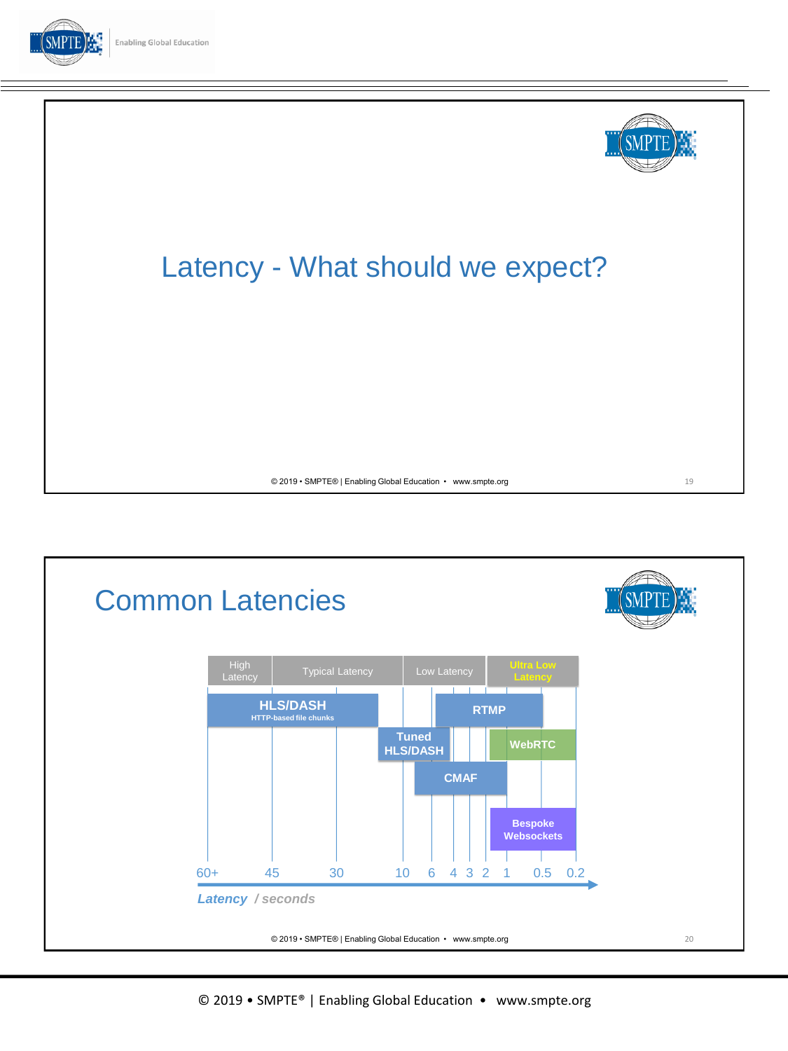## Latency - What should we expect?

## Common Latencies

| High Latency | Typical Latency | Low Latency | Ultra Low Latency |
|---|---|---|---|

- **HLS/DASH** — HTTP-based file chunks
- **Tuned HLS/DASH**
- **RTMP**
- **WebRTC**
- **CMAF**
- **Bespoke Websockets**

60+ 45 30 10 6 4 3 2 1 0.5 0.2

*Latency / seconds*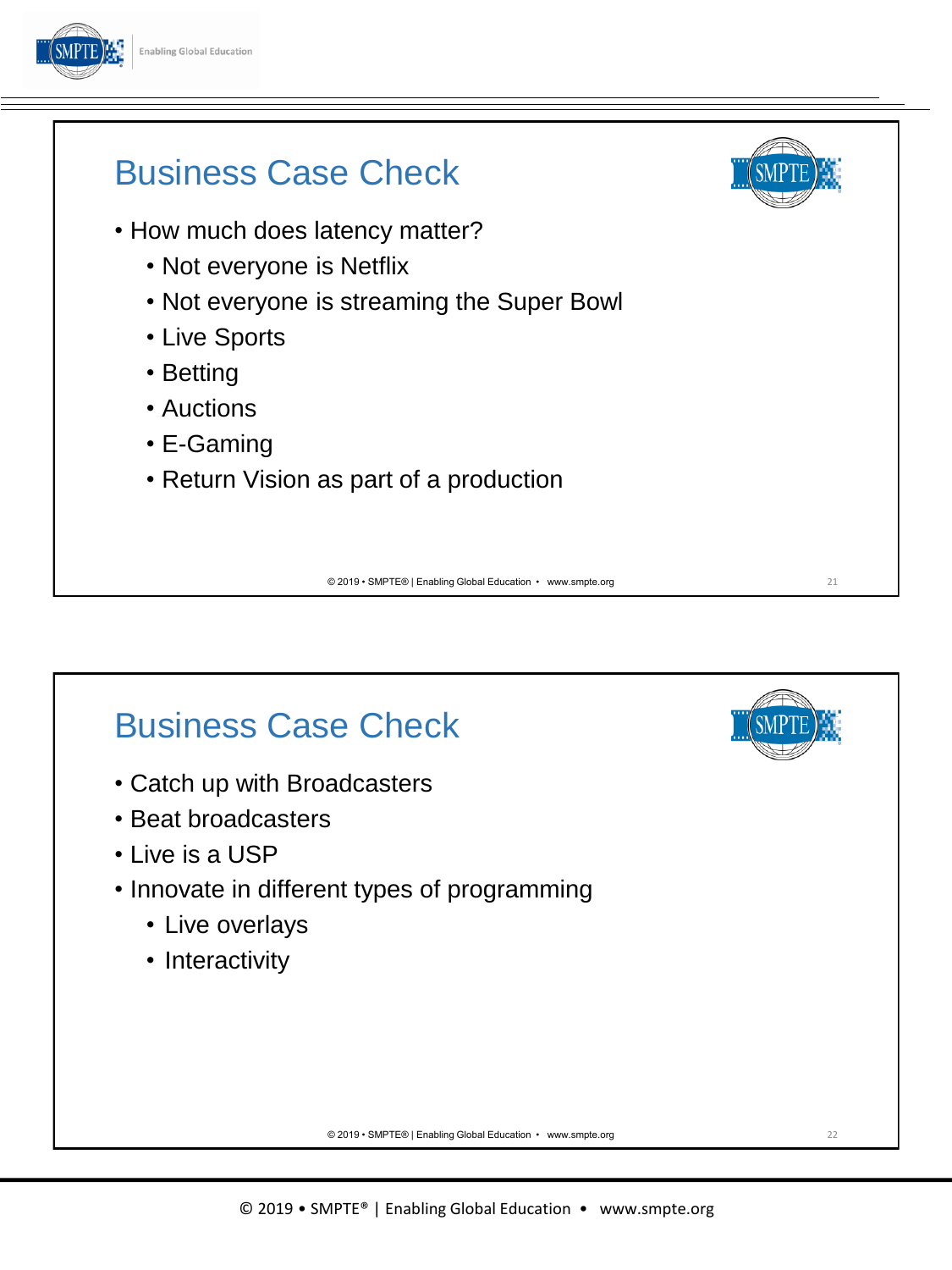## Business Case Check

- How much does latency matter?
  - Not everyone is Netflix
  - Not everyone is streaming the Super Bowl
  - Live Sports
  - Betting
  - Auctions
  - E-Gaming
  - Return Vision as part of a production

## Business Case Check

- Catch up with Broadcasters
- Beat broadcasters
- Live is a USP
- Innovate in different types of programming
  - Live overlays
  - Interactivity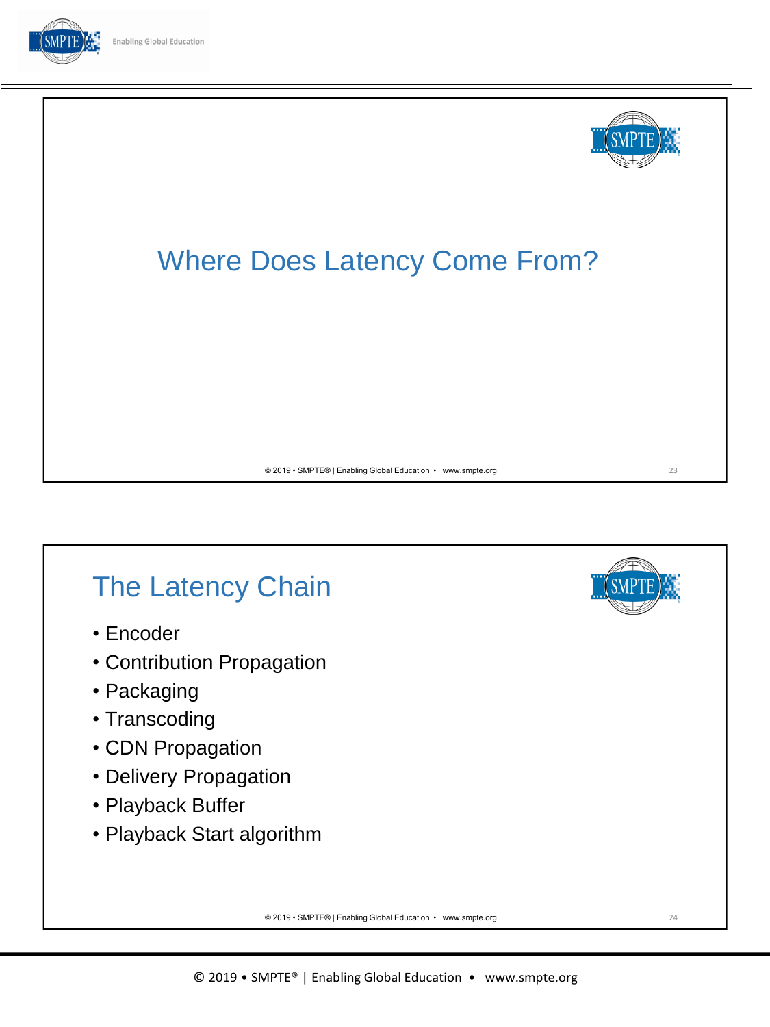## Where Does Latency Come From?

## The Latency Chain

- Encoder
- Contribution Propagation
- Packaging
- Transcoding
- CDN Propagation
- Delivery Propagation
- Playback Buffer
- Playback Start algorithm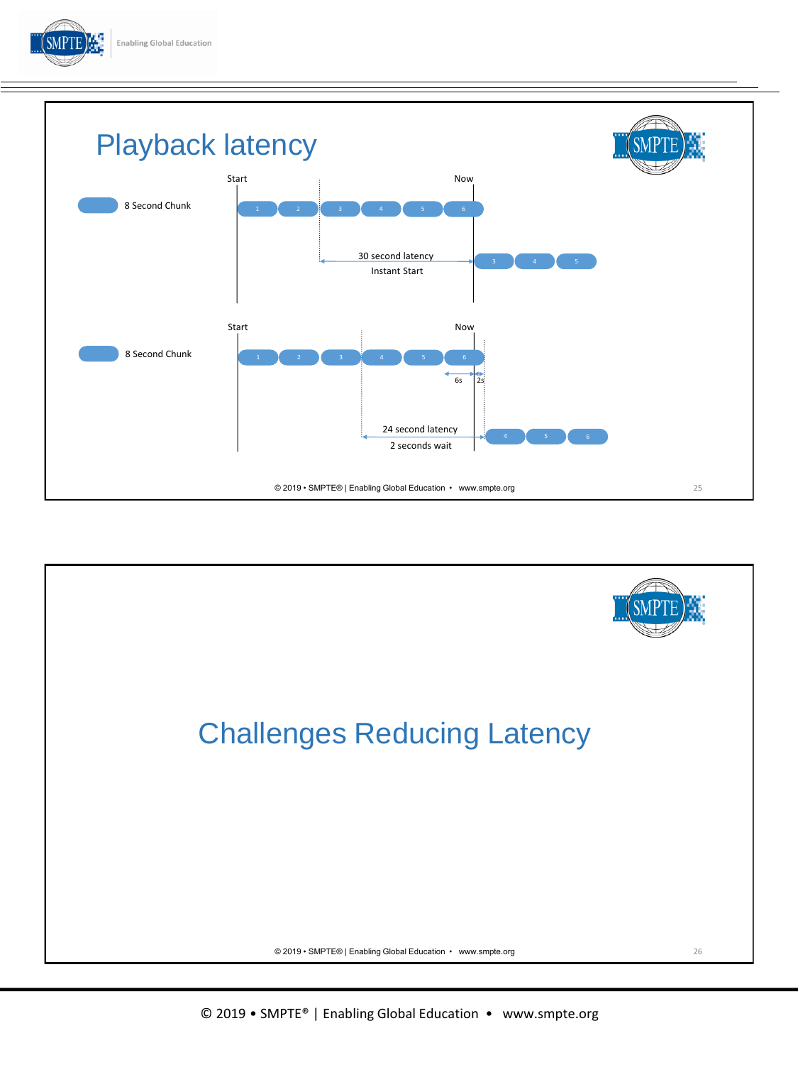# Playback latency

Start — Now

8 Second Chunk

1 2 3 4 5 6

30 second latency

Instant Start

3 4 5

Start — Now

8 Second Chunk

1 2 3 4 5 6

6s 2s

24 second latency

2 seconds wait

4 5 6

# Challenges Reducing Latency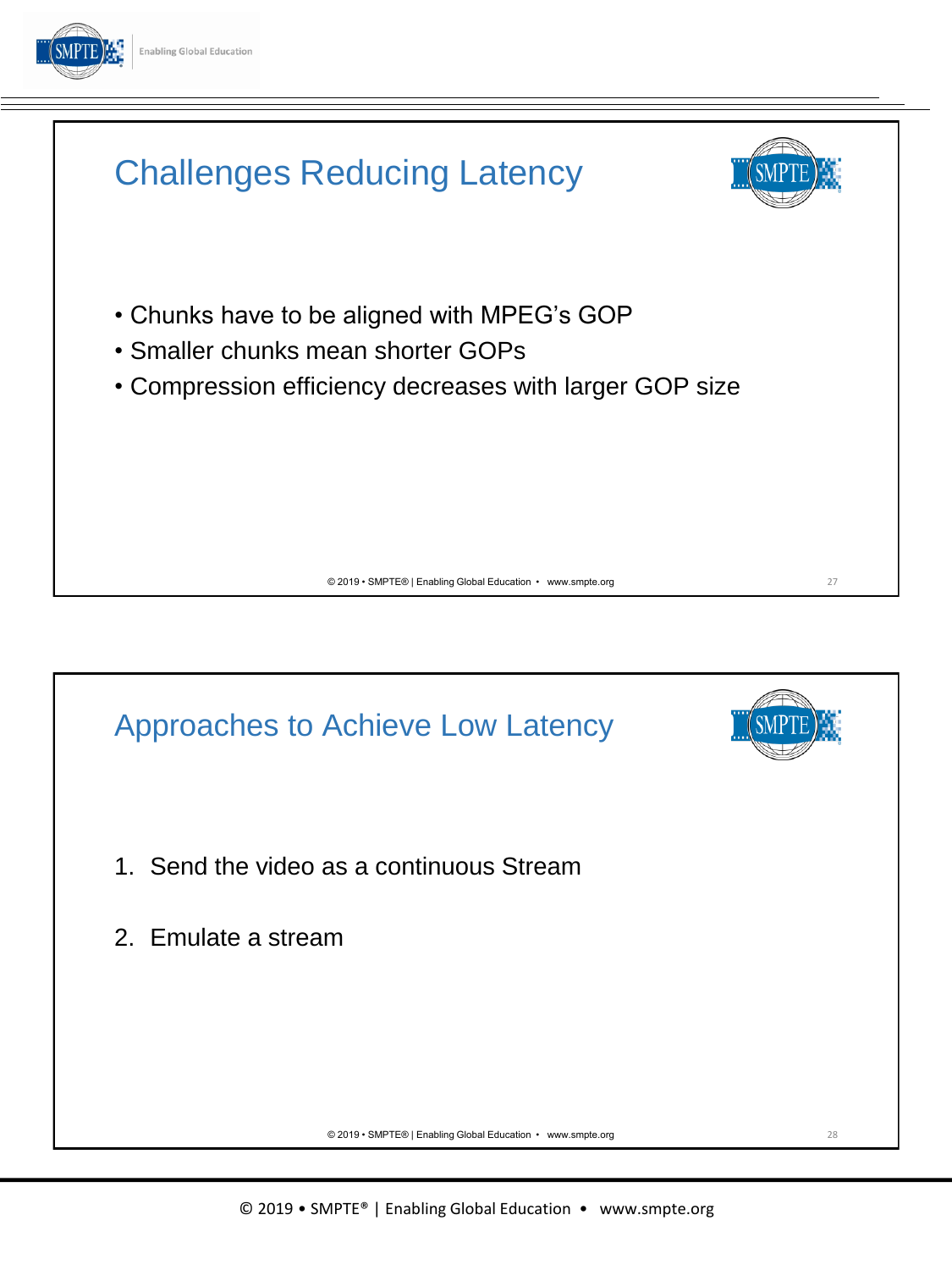## Challenges Reducing Latency

- Chunks have to be aligned with MPEG's GOP
- Smaller chunks mean shorter GOPs
- Compression efficiency decreases with larger GOP size

## Approaches to Achieve Low Latency

1. Send the video as a continuous Stream
2. Emulate a stream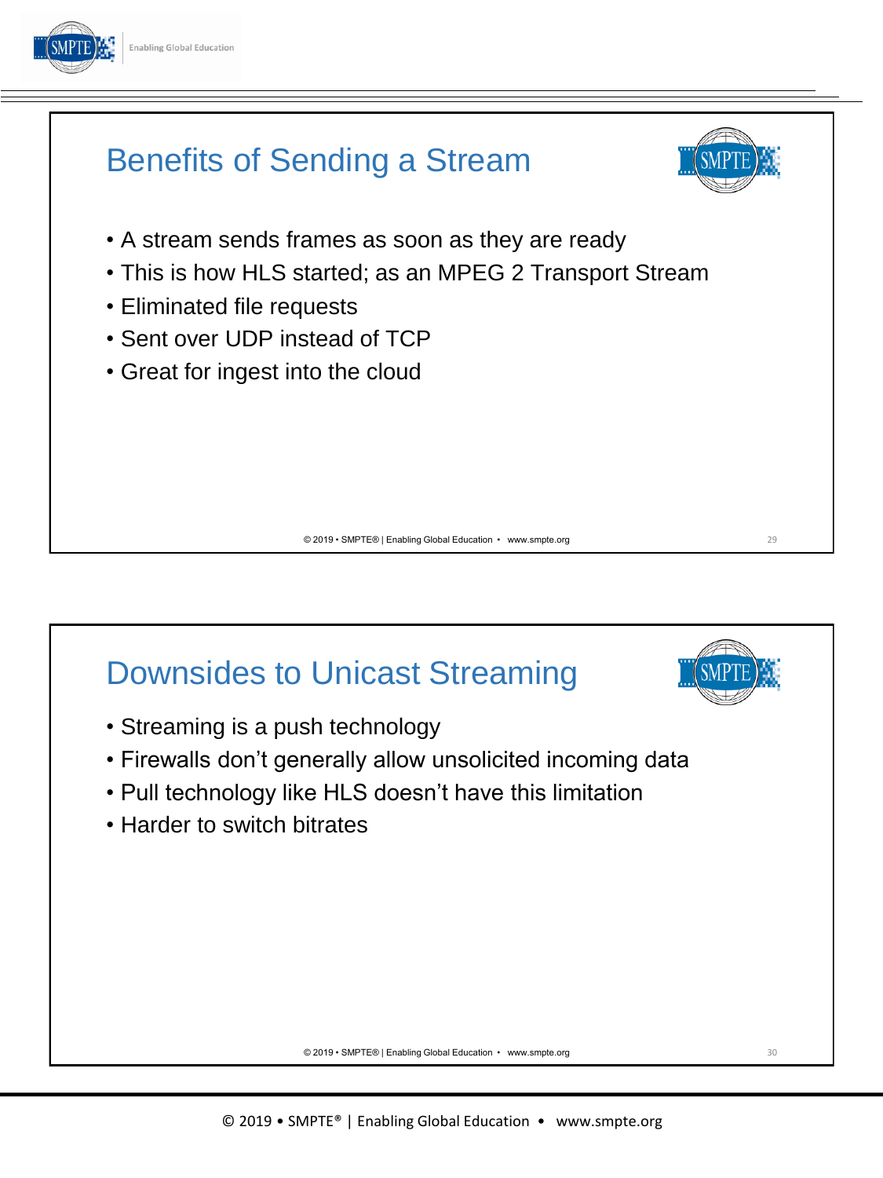## Benefits of Sending a Stream

- A stream sends frames as soon as they are ready
- This is how HLS started; as an MPEG 2 Transport Stream
- Eliminated file requests
- Sent over UDP instead of TCP
- Great for ingest into the cloud

## Downsides to Unicast Streaming

- Streaming is a push technology
- Firewalls don't generally allow unsolicited incoming data
- Pull technology like HLS doesn't have this limitation
- Harder to switch bitrates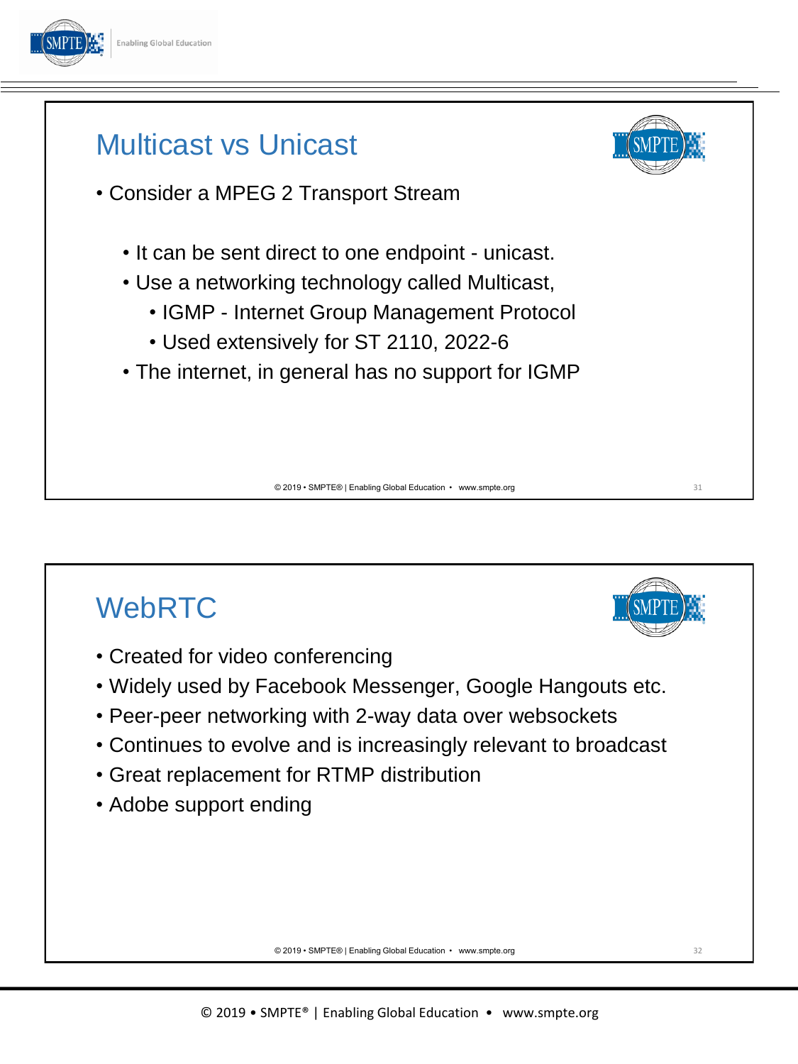## Multicast vs Unicast

- Consider a MPEG 2 Transport Stream
  - It can be sent direct to one endpoint - unicast.
  - Use a networking technology called Multicast,
    - IGMP - Internet Group Management Protocol
    - Used extensively for ST 2110, 2022-6
  - The internet, in general has no support for IGMP

## WebRTC

- Created for video conferencing
- Widely used by Facebook Messenger, Google Hangouts etc.
- Peer-peer networking with 2-way data over websockets
- Continues to evolve and is increasingly relevant to broadcast
- Great replacement for RTMP distribution
- Adobe support ending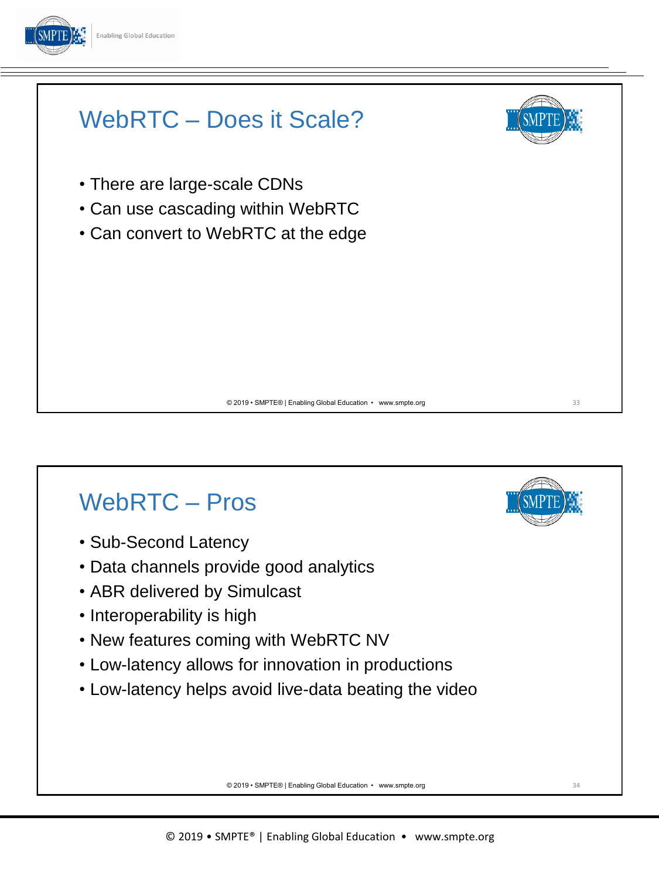## WebRTC – Does it Scale?

- There are large-scale CDNs
- Can use cascading within WebRTC
- Can convert to WebRTC at the edge

## WebRTC – Pros

- Sub-Second Latency
- Data channels provide good analytics
- ABR delivered by Simulcast
- Interoperability is high
- New features coming with WebRTC NV
- Low-latency allows for innovation in productions
- Low-latency helps avoid live-data beating the video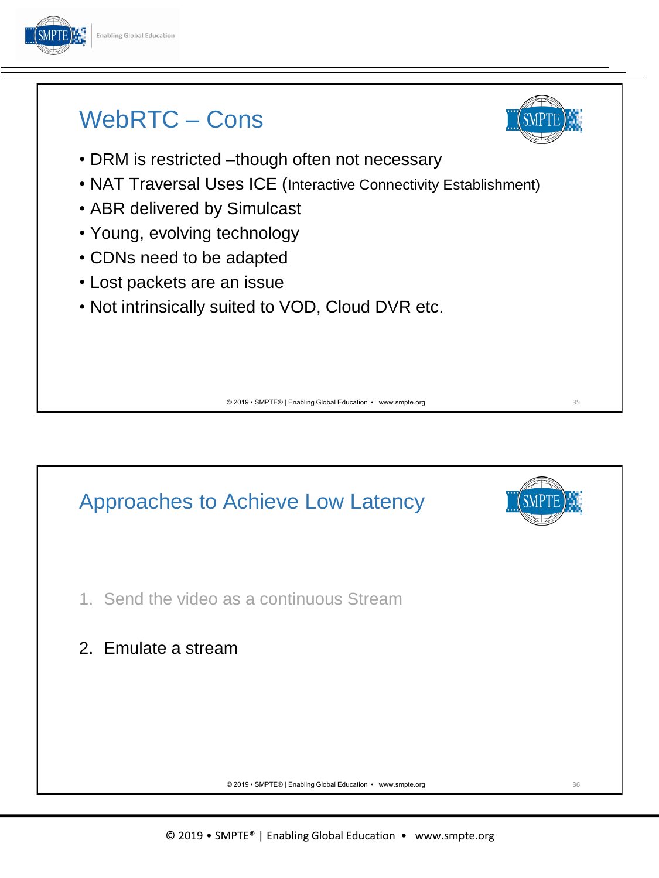## WebRTC – Cons

- DRM is restricted –though often not necessary
- NAT Traversal Uses ICE (Interactive Connectivity Establishment)
- ABR delivered by Simulcast
- Young, evolving technology
- CDNs need to be adapted
- Lost packets are an issue
- Not intrinsically suited to VOD, Cloud DVR etc.

## Approaches to Achieve Low Latency

1. Send the video as a continuous Stream
2. Emulate a stream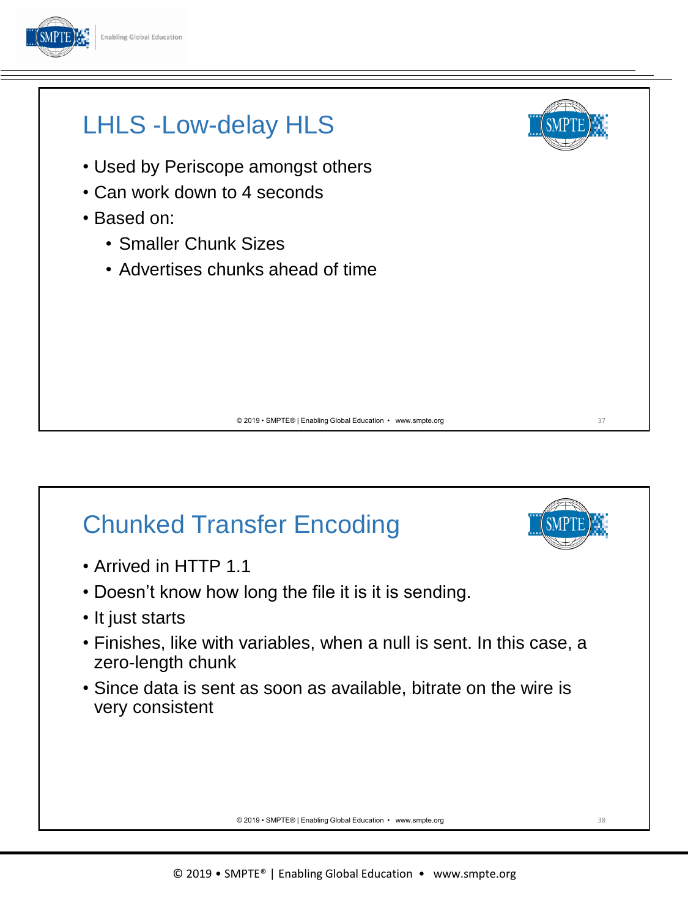## LHLS -Low-delay HLS

- Used by Periscope amongst others
- Can work down to 4 seconds
- Based on:
  - Smaller Chunk Sizes
  - Advertises chunks ahead of time

## Chunked Transfer Encoding

- Arrived in HTTP 1.1
- Doesn't know how long the file it is it is sending.
- It just starts
- Finishes, like with variables, when a null is sent. In this case, a zero-length chunk
- Since data is sent as soon as available, bitrate on the wire is very consistent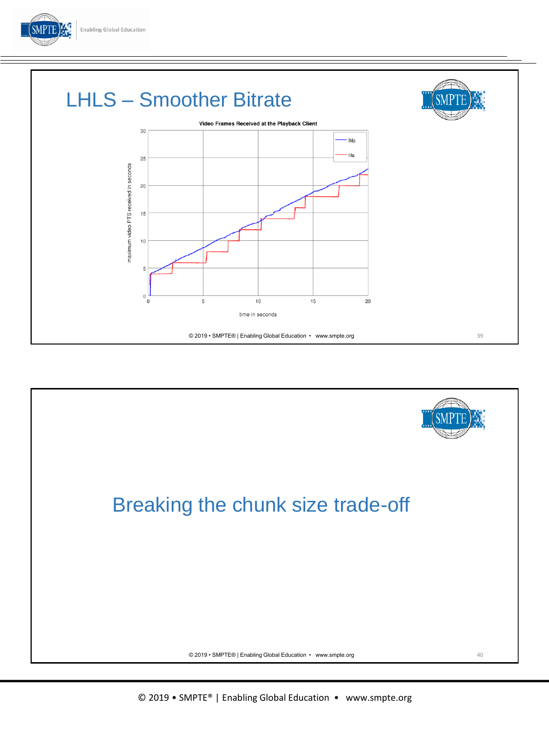# LHLS – Smoother Bitrate

Video Frames Received at the Playback Client

maximum video PTS received in seconds

time in seconds

lhls

hls

# Breaking the chunk size trade-off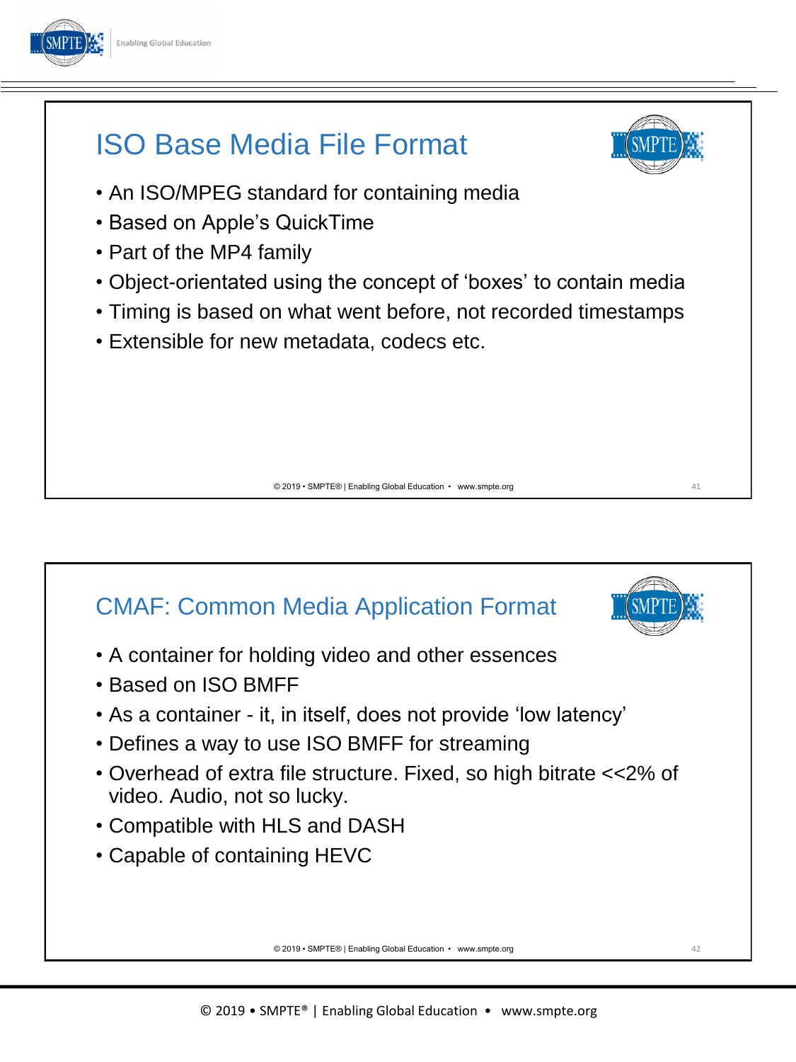## ISO Base Media File Format

- An ISO/MPEG standard for containing media
- Based on Apple's QuickTime
- Part of the MP4 family
- Object-orientated using the concept of 'boxes' to contain media
- Timing is based on what went before, not recorded timestamps
- Extensible for new metadata, codecs etc.

## CMAF: Common Media Application Format

- A container for holding video and other essences
- Based on ISO BMFF
- As a container - it, in itself, does not provide 'low latency'
- Defines a way to use ISO BMFF for streaming
- Overhead of extra file structure. Fixed, so high bitrate <<2% of video. Audio, not so lucky.
- Compatible with HLS and DASH
- Capable of containing HEVC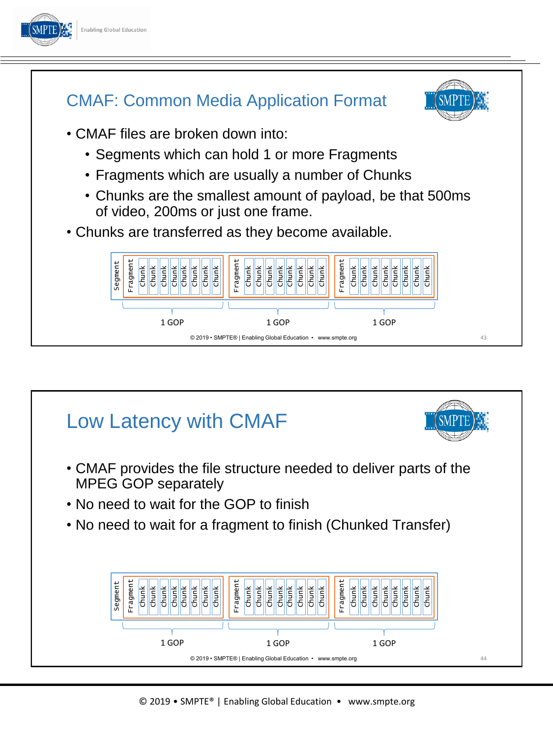## CMAF: Common Media Application Format

- CMAF files are broken down into:
  - Segments which can hold 1 or more Fragments
  - Fragments which are usually a number of Chunks
  - Chunks are the smallest amount of payload, be that 500ms of video, 200ms or just one frame.
- Chunks are transferred as they become available.

Segment | Fragment: Chunk Chunk Chunk Chunk Chunk Chunk Chunk Chunk | Fragment: Chunk Chunk Chunk Chunk Chunk Chunk Chunk Chunk | Fragment: Chunk Chunk Chunk Chunk Chunk Chunk Chunk Chunk

1 GOP — 1 GOP — 1 GOP

## Low Latency with CMAF

- CMAF provides the file structure needed to deliver parts of the MPEG GOP separately
- No need to wait for the GOP to finish
- No need to wait for a fragment to finish (Chunked Transfer)

Segment | Fragment: Chunk Chunk Chunk Chunk Chunk Chunk Chunk Chunk | Fragment: Chunk Chunk Chunk Chunk Chunk Chunk Chunk Chunk | Fragment: Chunk Chunk Chunk Chunk Chunk Chunk Chunk Chunk

1 GOP — 1 GOP — 1 GOP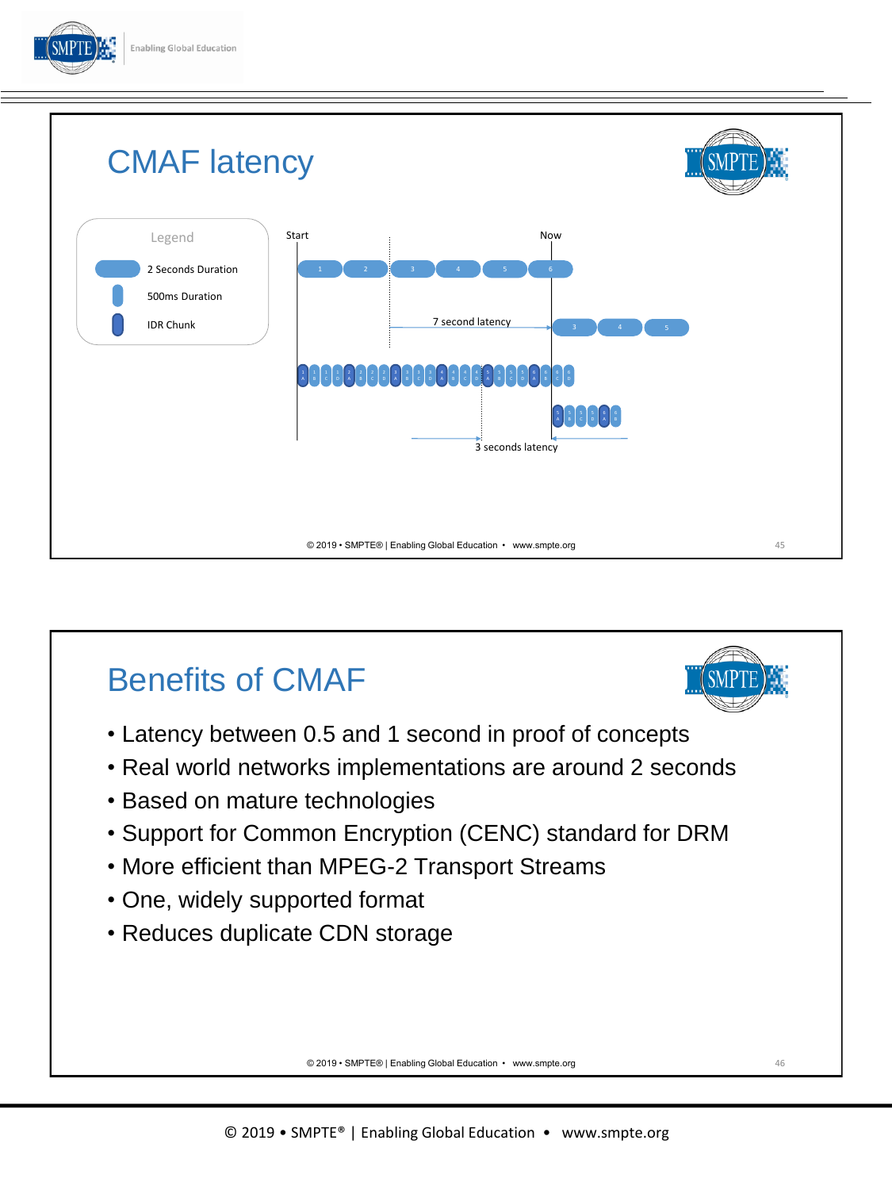## CMAF latency

Legend

- 2 Seconds Duration
- 500ms Duration
- IDR Chunk

Start — Now

7 second latency

3 seconds latency

## Benefits of CMAF

- Latency between 0.5 and 1 second in proof of concepts
- Real world networks implementations are around 2 seconds
- Based on mature technologies
- Support for Common Encryption (CENC) standard for DRM
- More efficient than MPEG-2 Transport Streams
- One, widely supported format
- Reduces duplicate CDN storage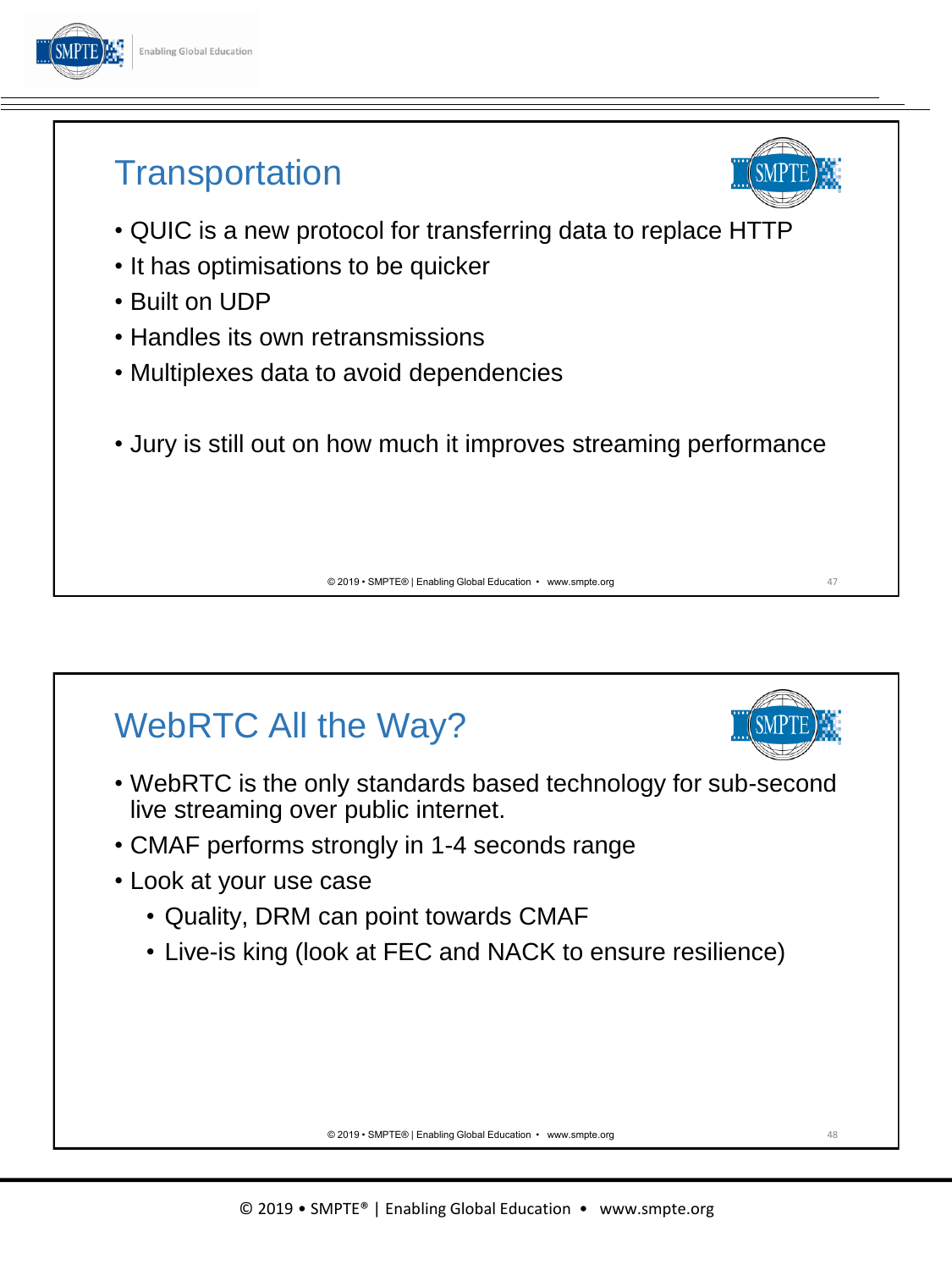## Transportation

- QUIC is a new protocol for transferring data to replace HTTP
- It has optimisations to be quicker
- Built on UDP
- Handles its own retransmissions
- Multiplexes data to avoid dependencies

- Jury is still out on how much it improves streaming performance

## WebRTC All the Way?

- WebRTC is the only standards based technology for sub-second live streaming over public internet.
- CMAF performs strongly in 1-4 seconds range
- Look at your use case
  - Quality, DRM can point towards CMAF
  - Live-is king (look at FEC and NACK to ensure resilience)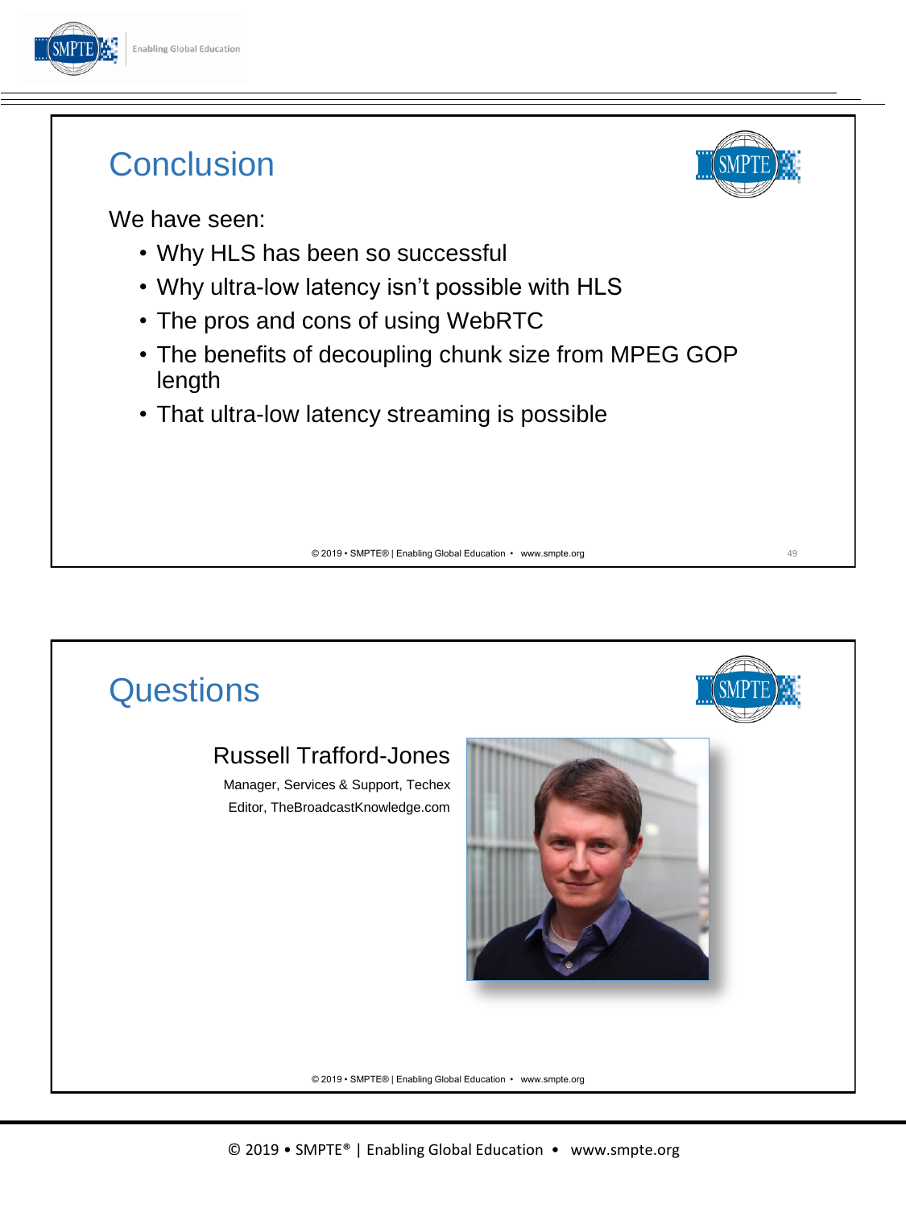## Conclusion

We have seen:

- Why HLS has been so successful
- Why ultra-low latency isn't possible with HLS
- The pros and cons of using WebRTC
- The benefits of decoupling chunk size from MPEG GOP length
- That ultra-low latency streaming is possible

## Questions

Russell Trafford-Jones

Manager, Services & Support, Techex

Editor, TheBroadcastKnowledge.com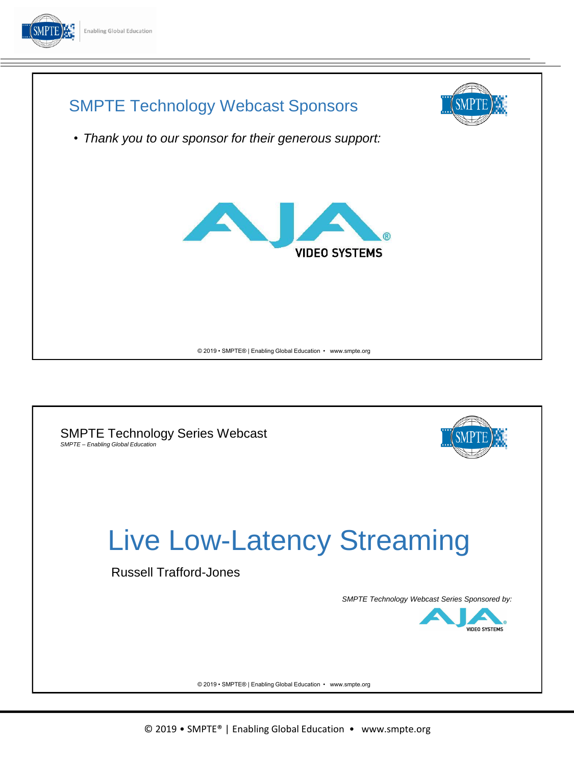## SMPTE Technology Webcast Sponsors

- *Thank you to our sponsor for their generous support:*

VIDEO SYSTEMS

© 2019 • SMPTE® | Enabling Global Education • www.smpte.org

---

SMPTE Technology Series Webcast

*SMPTE – Enabling Global Education*

# Live Low-Latency Streaming

Russell Trafford-Jones

*SMPTE Technology Webcast Series Sponsored by:*

VIDEO SYSTEMS

© 2019 • SMPTE® | Enabling Global Education • www.smpte.org